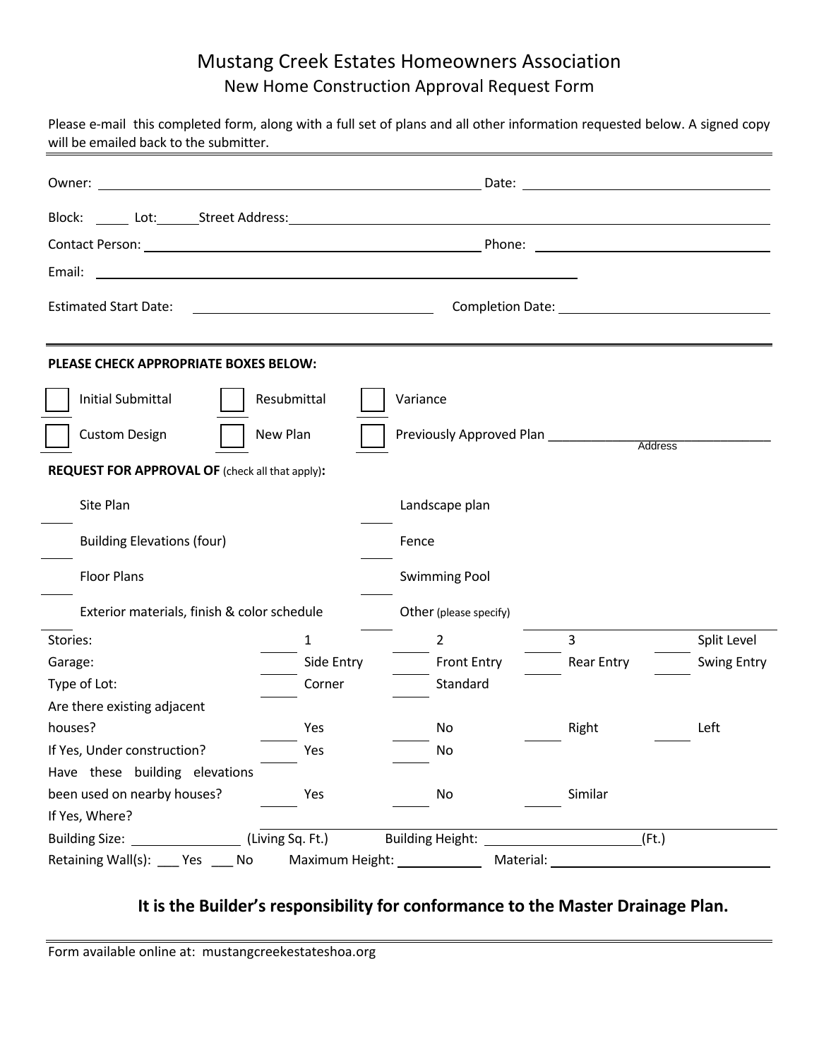# Mustang Creek Estates Homeowners Association

## New Home Construction Approval Request Form

Please e-mail this completed form, along with a full set of plans and all other information requested below. A signed copy will be emailed back to the submitter.

Owner: ______________________________ Date: ______________________

Block: _____ Lot: _____ Street Address: ______________________________

Contact Person: ______________________________ Phone: ______________________

Email: ______________________________

Estimated Start Date: ______________________ Completion Date: ______________________

**PLEASE CHECK APPROPRIATE BOXES BELOW:**

☐ Initial Submittal ☐ Resubmittal ☐ Variance

☐ Custom Design ☐ New Plan ☐ Previously Approved Plan ______________________ (Address)

**REQUEST FOR APPROVAL OF** (check all that apply)**:**

___ Site Plan ___ Landscape plan

___ Building Elevations (four) ___ Fence

___ Floor Plans ___ Swimming Pool

___ Exterior materials, finish & color schedule ___ Other (please specify) ______________________

| | | | | |
|---|---|---|---|---|
| Stories: | ___ 1 | ___ 2 | ___ 3 | ___ Split Level |
| Garage: | ___ Side Entry | ___ Front Entry | ___ Rear Entry | ___ Swing Entry |
| Type of Lot: | ___ Corner | ___ Standard | | |
| Are there existing adjacent houses? | ___ Yes | ___ No | ___ Right | ___ Left |
| If Yes, Under construction? | ___ Yes | ___ No | | |
| Have these building elevations been used on nearby houses? | ___ Yes | ___ No | ___ Similar | |
| If Yes, Where? | ______________________ | | | |

Building Size: ____________ (Living Sq. Ft.) Building Height: ____________ (Ft.)

Retaining Wall(s): ___ Yes ___ No Maximum Height: ____________ Material: ______________________

**It is the Builder's responsibility for conformance to the Master Drainage Plan.**

Form available online at: mustangcreekestateshoa.org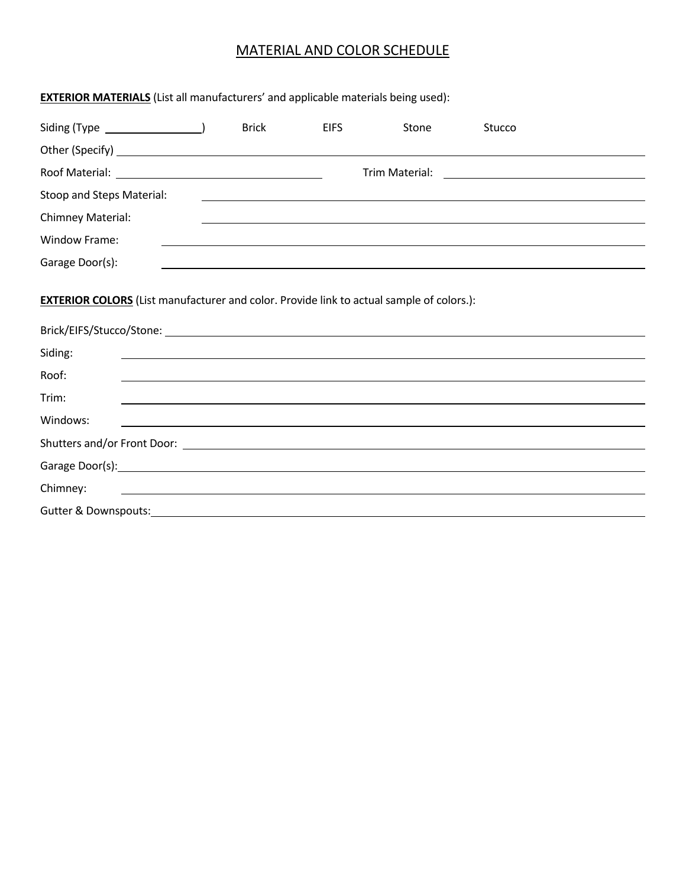# MATERIAL AND COLOR SCHEDULE

**EXTERIOR MATERIALS** (List all manufacturers' and applicable materials being used):

Siding (Type ________________)    Brick    EIFS    Stone    Stucco

Other (Specify) ____________________________________________

Roof Material: ______________________    Trim Material: ______________________

Stoop and Steps Material: ____________________________________________

Chimney Material: ____________________________________________

Window Frame: ____________________________________________

Garage Door(s): ____________________________________________

**EXTERIOR COLORS** (List manufacturer and color. Provide link to actual sample of colors.):

Brick/EIFS/Stucco/Stone: ____________________________________________

Siding: ____________________________________________

Roof: ____________________________________________

Trim: ____________________________________________

Windows: ____________________________________________

Shutters and/or Front Door: ____________________________________________

Garage Door(s): ____________________________________________

Chimney: ____________________________________________

Gutter & Downspouts: ____________________________________________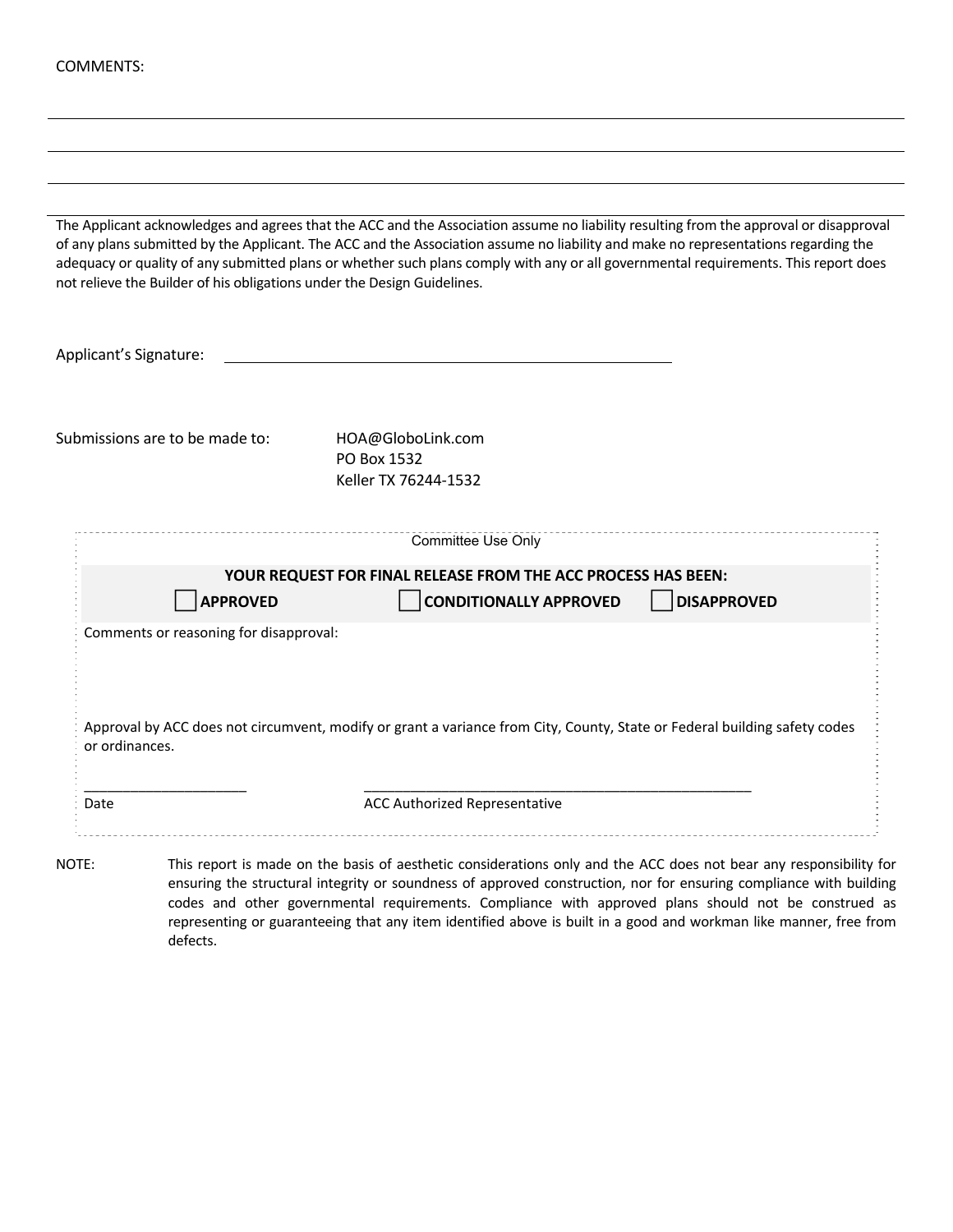COMMENTS:

---

---

---

---

The Applicant acknowledges and agrees that the ACC and the Association assume no liability resulting from the approval or disapproval of any plans submitted by the Applicant. The ACC and the Association assume no liability and make no representations regarding the adequacy or quality of any submitted plans or whether such plans comply with any or all governmental requirements. This report does not relieve the Builder of his obligations under the Design Guidelines.

Applicant's Signature: ______________________________________________

Submissions are to be made to: HOA@GloboLink.com
PO Box 1532
Keller TX 76244-1532

Committee Use Only

**YOUR REQUEST FOR FINAL RELEASE FROM THE ACC PROCESS HAS BEEN:**

☐ **APPROVED** ☐ **CONDITIONALLY APPROVED** ☐ **DISAPPROVED**

Comments or reasoning for disapproval:

Approval by ACC does not circumvent, modify or grant a variance from City, County, State or Federal building safety codes or ordinances.

____________________ ____________________________________________________

Date ACC Authorized Representative

NOTE: This report is made on the basis of aesthetic considerations only and the ACC does not bear any responsibility for ensuring the structural integrity or soundness of approved construction, nor for ensuring compliance with building codes and other governmental requirements. Compliance with approved plans should not be construed as representing or guaranteeing that any item identified above is built in a good and workman like manner, free from defects.